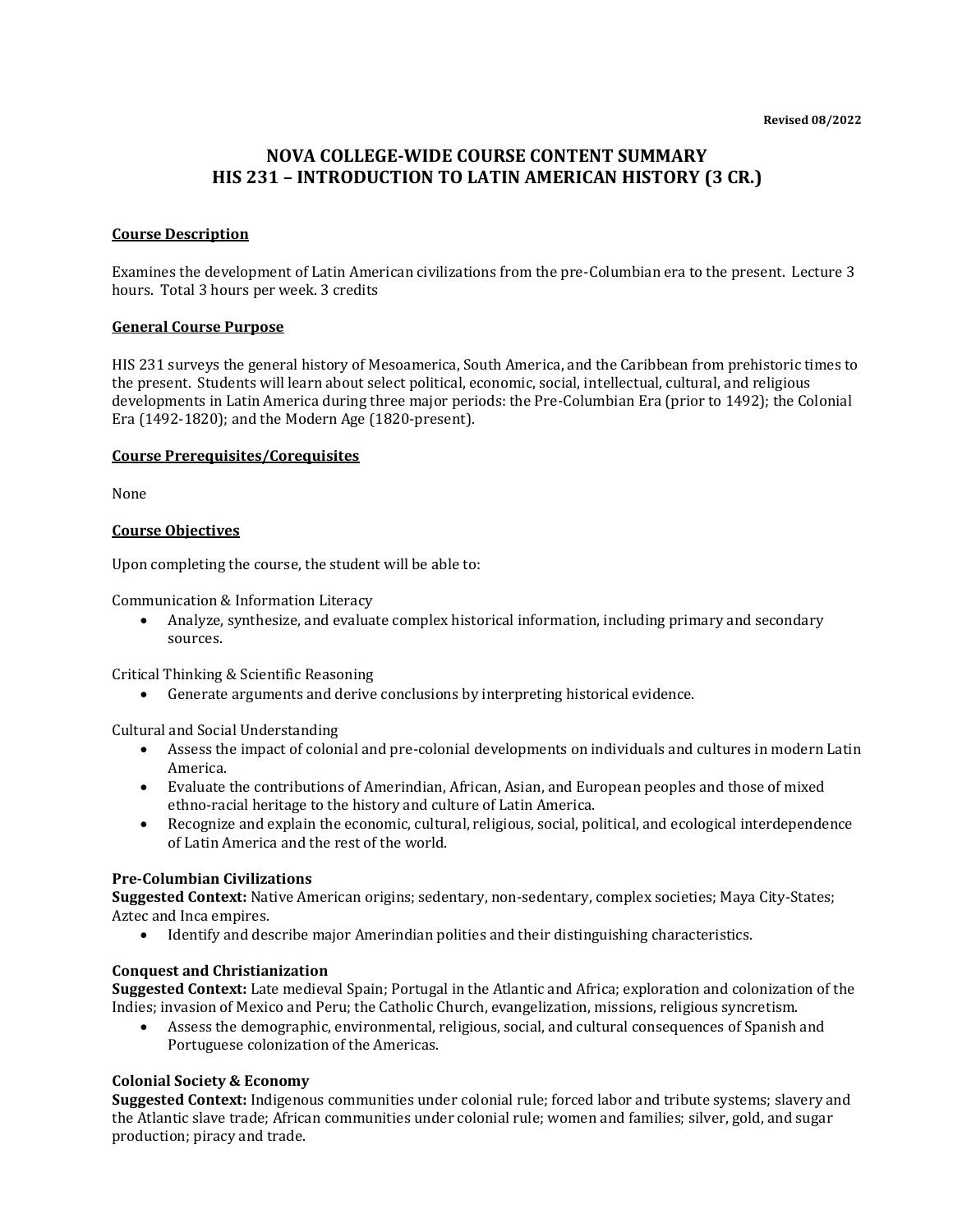Revised 08/2022

# NOVA COLLEGE-WIDE COURSE CONTENT SUMMARY
# HIS 231 – INTRODUCTION TO LATIN AMERICAN HISTORY (3 CR.)

## Course Description

Examines the development of Latin American civilizations from the pre-Columbian era to the present. Lecture 3 hours. Total 3 hours per week. 3 credits

## General Course Purpose

HIS 231 surveys the general history of Mesoamerica, South America, and the Caribbean from prehistoric times to the present. Students will learn about select political, economic, social, intellectual, cultural, and religious developments in Latin America during three major periods: the Pre-Columbian Era (prior to 1492); the Colonial Era (1492-1820); and the Modern Age (1820-present).

## Course Prerequisites/Corequisites

None

## Course Objectives

Upon completing the course, the student will be able to:

Communication & Information Literacy

- Analyze, synthesize, and evaluate complex historical information, including primary and secondary sources.

Critical Thinking & Scientific Reasoning

- Generate arguments and derive conclusions by interpreting historical evidence.

Cultural and Social Understanding

- Assess the impact of colonial and pre-colonial developments on individuals and cultures in modern Latin America.
- Evaluate the contributions of Amerindian, African, Asian, and European peoples and those of mixed ethno-racial heritage to the history and culture of Latin America.
- Recognize and explain the economic, cultural, religious, social, political, and ecological interdependence of Latin America and the rest of the world.

### Pre-Columbian Civilizations

**Suggested Context:** Native American origins; sedentary, non-sedentary, complex societies; Maya City-States; Aztec and Inca empires.

- Identify and describe major Amerindian polities and their distinguishing characteristics.

### Conquest and Christianization

**Suggested Context:** Late medieval Spain; Portugal in the Atlantic and Africa; exploration and colonization of the Indies; invasion of Mexico and Peru; the Catholic Church, evangelization, missions, religious syncretism.

- Assess the demographic, environmental, religious, social, and cultural consequences of Spanish and Portuguese colonization of the Americas.

### Colonial Society & Economy

**Suggested Context:** Indigenous communities under colonial rule; forced labor and tribute systems; slavery and the Atlantic slave trade; African communities under colonial rule; women and families; silver, gold, and sugar production; piracy and trade.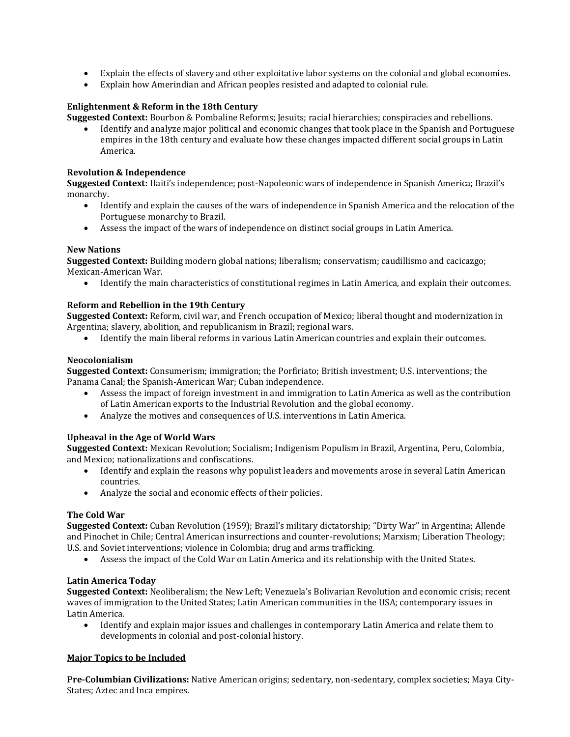- Explain the effects of slavery and other exploitative labor systems on the colonial and global economies.
- Explain how Amerindian and African peoples resisted and adapted to colonial rule.

**Enlightenment & Reform in the 18th Century**
**Suggested Context:** Bourbon & Pombaline Reforms; Jesuits; racial hierarchies; conspiracies and rebellions.

- Identify and analyze major political and economic changes that took place in the Spanish and Portuguese empires in the 18th century and evaluate how these changes impacted different social groups in Latin America.

**Revolution & Independence**
**Suggested Context:** Haiti's independence; post-Napoleonic wars of independence in Spanish America; Brazil's monarchy.

- Identify and explain the causes of the wars of independence in Spanish America and the relocation of the Portuguese monarchy to Brazil.
- Assess the impact of the wars of independence on distinct social groups in Latin America.

**New Nations**
**Suggested Context:** Building modern global nations; liberalism; conservatism; caudillismo and cacicazgo; Mexican-American War.

- Identify the main characteristics of constitutional regimes in Latin America, and explain their outcomes.

**Reform and Rebellion in the 19th Century**
**Suggested Context:** Reform, civil war, and French occupation of Mexico; liberal thought and modernization in Argentina; slavery, abolition, and republicanism in Brazil; regional wars.

- Identify the main liberal reforms in various Latin American countries and explain their outcomes.

**Neocolonialism**
**Suggested Context:** Consumerism; immigration; the Porfiriato; British investment; U.S. interventions; the Panama Canal; the Spanish-American War; Cuban independence.

- Assess the impact of foreign investment in and immigration to Latin America as well as the contribution of Latin American exports to the Industrial Revolution and the global economy.
- Analyze the motives and consequences of U.S. interventions in Latin America.

**Upheaval in the Age of World Wars**
**Suggested Context:** Mexican Revolution; Socialism; Indigenism Populism in Brazil, Argentina, Peru, Colombia, and Mexico; nationalizations and confiscations.

- Identify and explain the reasons why populist leaders and movements arose in several Latin American countries.
- Analyze the social and economic effects of their policies.

**The Cold War**
**Suggested Context:** Cuban Revolution (1959); Brazil's military dictatorship; "Dirty War" in Argentina; Allende and Pinochet in Chile; Central American insurrections and counter-revolutions; Marxism; Liberation Theology; U.S. and Soviet interventions; violence in Colombia; drug and arms trafficking.

- Assess the impact of the Cold War on Latin America and its relationship with the United States.

**Latin America Today**
**Suggested Context:** Neoliberalism; the New Left; Venezuela's Bolivarian Revolution and economic crisis; recent waves of immigration to the United States; Latin American communities in the USA; contemporary issues in Latin America.

- Identify and explain major issues and challenges in contemporary Latin America and relate them to developments in colonial and post-colonial history.

**<u>Major Topics to be Included</u>**

**Pre-Columbian Civilizations:** Native American origins; sedentary, non-sedentary, complex societies; Maya City-States; Aztec and Inca empires.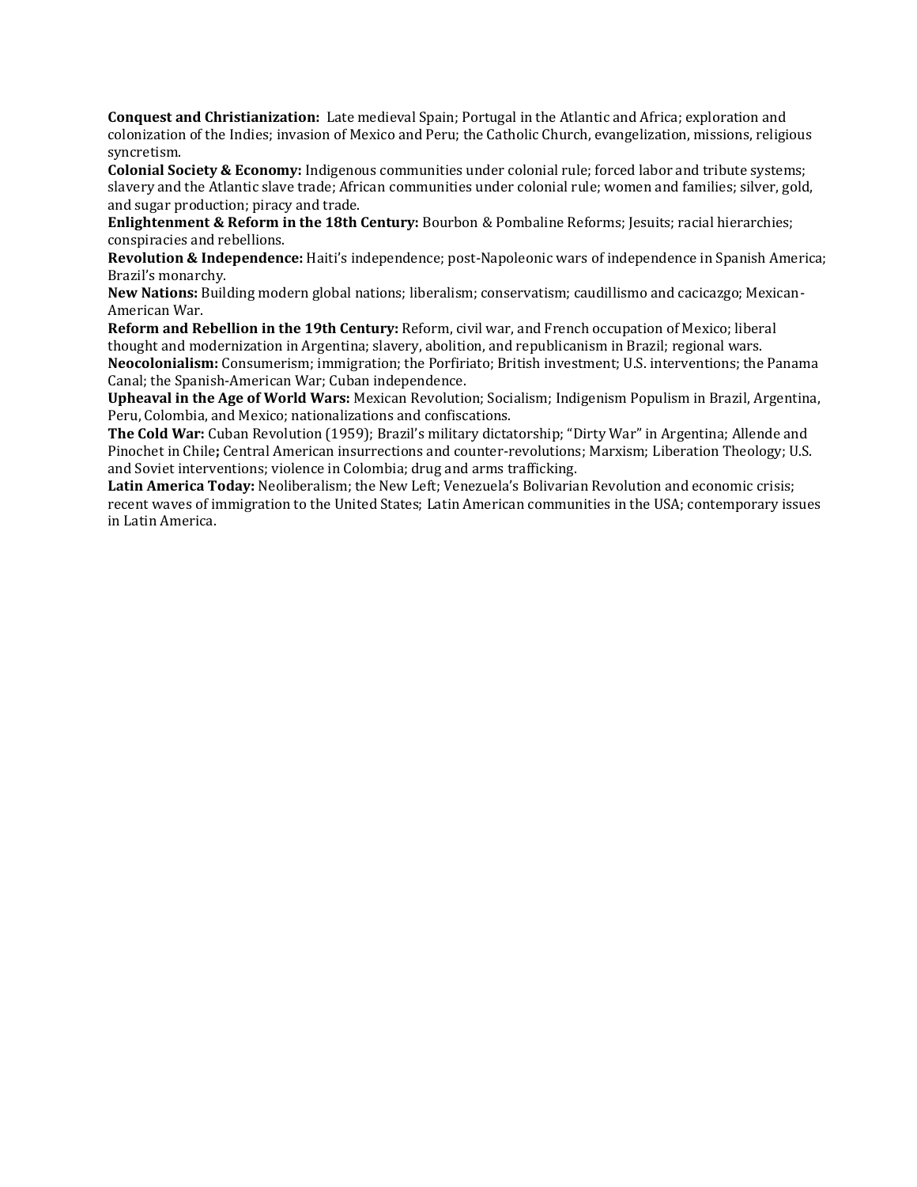**Conquest and Christianization:** Late medieval Spain; Portugal in the Atlantic and Africa; exploration and colonization of the Indies; invasion of Mexico and Peru; the Catholic Church, evangelization, missions, religious syncretism.

**Colonial Society & Economy:** Indigenous communities under colonial rule; forced labor and tribute systems; slavery and the Atlantic slave trade; African communities under colonial rule; women and families; silver, gold, and sugar production; piracy and trade.

**Enlightenment & Reform in the 18th Century:** Bourbon & Pombaline Reforms; Jesuits; racial hierarchies; conspiracies and rebellions.

**Revolution & Independence:** Haiti's independence; post-Napoleonic wars of independence in Spanish America; Brazil's monarchy.

**New Nations:** Building modern global nations; liberalism; conservatism; caudillismo and cacicazgo; Mexican-American War.

**Reform and Rebellion in the 19th Century:** Reform, civil war, and French occupation of Mexico; liberal thought and modernization in Argentina; slavery, abolition, and republicanism in Brazil; regional wars.

**Neocolonialism:** Consumerism; immigration; the Porfiriato; British investment; U.S. interventions; the Panama Canal; the Spanish-American War; Cuban independence.

**Upheaval in the Age of World Wars:** Mexican Revolution; Socialism; Indigenism Populism in Brazil, Argentina, Peru, Colombia, and Mexico; nationalizations and confiscations.

**The Cold War:** Cuban Revolution (1959); Brazil's military dictatorship; "Dirty War" in Argentina; Allende and Pinochet in Chile**;** Central American insurrections and counter-revolutions; Marxism; Liberation Theology; U.S. and Soviet interventions; violence in Colombia; drug and arms trafficking.

**Latin America Today:** Neoliberalism; the New Left; Venezuela's Bolivarian Revolution and economic crisis; recent waves of immigration to the United States; Latin American communities in the USA; contemporary issues in Latin America.